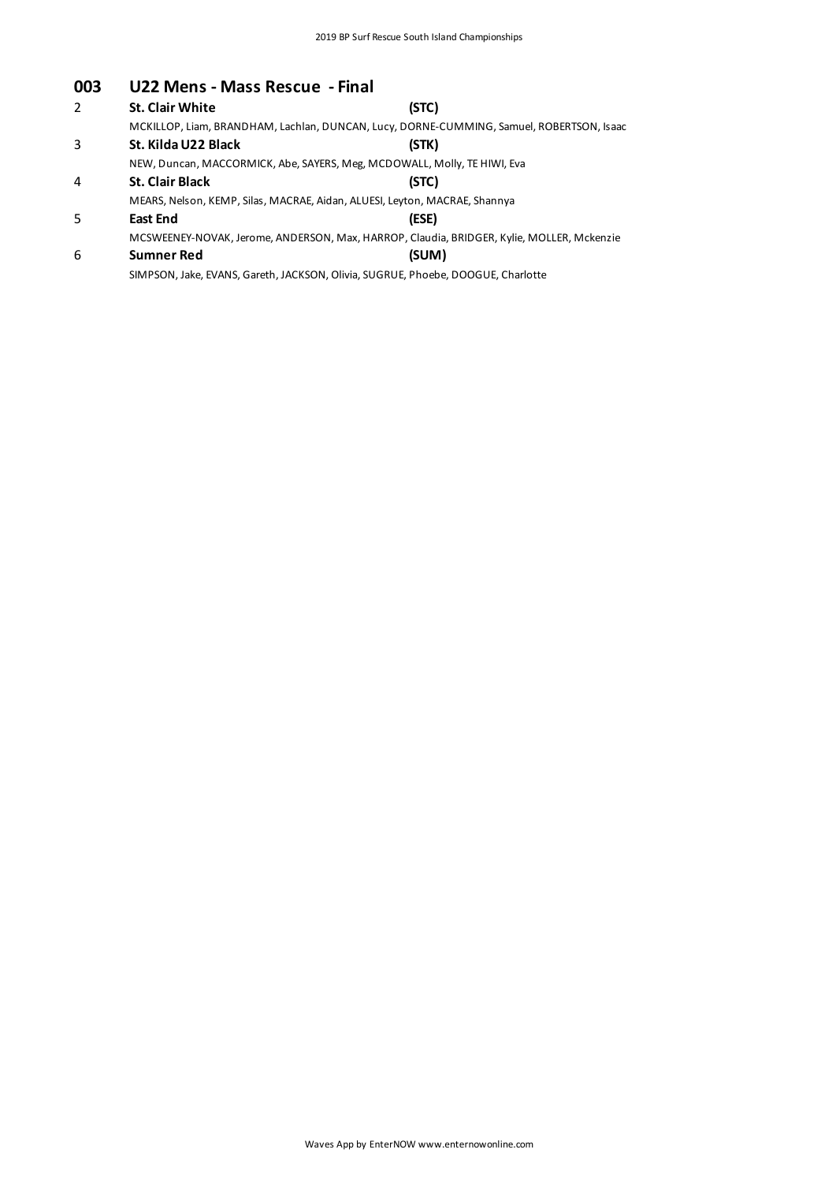## 003 U22 Mens - Mass Rescue - Final

2 **St. Clair White** **(STC)**
MCKILLOP, Liam, BRANDHAM, Lachlan, DUNCAN, Lucy, DORNE-CUMMING, Samuel, ROBERTSON, Isaac

3 **St. Kilda U22 Black** **(STK)**
NEW, Duncan, MACCORMICK, Abe, SAYERS, Meg, MCDOWALL, Molly, TE HIWI, Eva

4 **St. Clair Black** **(STC)**
MEARS, Nelson, KEMP, Silas, MACRAE, Aidan, ALUESI, Leyton, MACRAE, Shannya

5 **East End** **(ESE)**
MCSWEENEY-NOVAK, Jerome, ANDERSON, Max, HARROP, Claudia, BRIDGER, Kylie, MOLLER, Mckenzie

6 **Sumner Red** **(SUM)**
SIMPSON, Jake, EVANS, Gareth, JACKSON, Olivia, SUGRUE, Phoebe, DOOGUE, Charlotte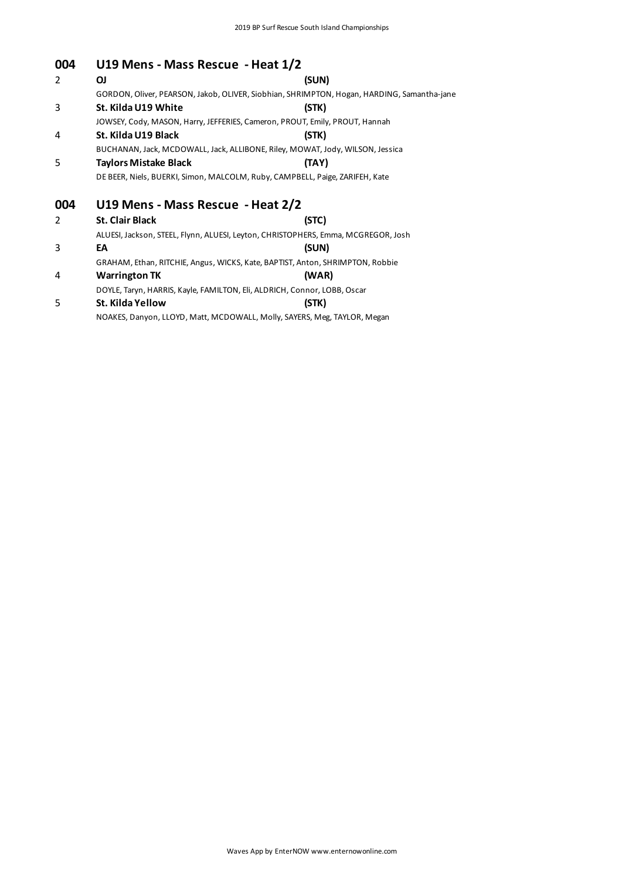## 004 U19 Mens - Mass Rescue - Heat 1/2

2 **OJ** **(SUN)**

GORDON, Oliver, PEARSON, Jakob, OLIVER, Siobhian, SHRIMPTON, Hogan, HARDING, Samantha-jane

3 **St. Kilda U19 White** **(STK)**

JOWSEY, Cody, MASON, Harry, JEFFERIES, Cameron, PROUT, Emily, PROUT, Hannah

4 **St. Kilda U19 Black** **(STK)**

BUCHANAN, Jack, MCDOWALL, Jack, ALLIBONE, Riley, MOWAT, Jody, WILSON, Jessica

5 **Taylors Mistake Black** **(TAY)**

DE BEER, Niels, BUERKI, Simon, MALCOLM, Ruby, CAMPBELL, Paige, ZARIFEH, Kate

## 004 U19 Mens - Mass Rescue - Heat 2/2

2 **St. Clair Black** **(STC)**

ALUESI, Jackson, STEEL, Flynn, ALUESI, Leyton, CHRISTOPHERS, Emma, MCGREGOR, Josh

3 **EA** **(SUN)**

GRAHAM, Ethan, RITCHIE, Angus, WICKS, Kate, BAPTIST, Anton, SHRIMPTON, Robbie

4 **Warrington TK** **(WAR)**

DOYLE, Taryn, HARRIS, Kayle, FAMILTON, Eli, ALDRICH, Connor, LOBB, Oscar

5 **St. Kilda Yellow** **(STK)**

NOAKES, Danyon, LLOYD, Matt, MCDOWALL, Molly, SAYERS, Meg, TAYLOR, Megan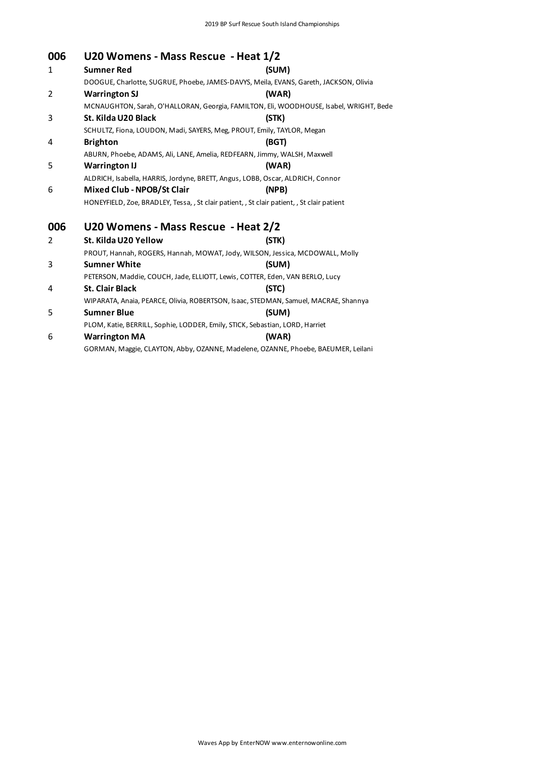## 006 U20 Womens - Mass Rescue - Heat 1/2

1 **Sumner Red** **(SUM)**
DOOGUE, Charlotte, SUGRUE, Phoebe, JAMES-DAVYS, Meila, EVANS, Gareth, JACKSON, Olivia

2 **Warrington SJ** **(WAR)**
MCNAUGHTON, Sarah, O'HALLORAN, Georgia, FAMILTON, Eli, WOODHOUSE, Isabel, WRIGHT, Bede

3 **St. Kilda U20 Black** **(STK)**
SCHULTZ, Fiona, LOUDON, Madi, SAYERS, Meg, PROUT, Emily, TAYLOR, Megan

4 **Brighton** **(BGT)**
ABURN, Phoebe, ADAMS, Ali, LANE, Amelia, REDFEARN, Jimmy, WALSH, Maxwell

5 **Warrington IJ** **(WAR)**
ALDRICH, Isabella, HARRIS, Jordyne, BRETT, Angus, LOBB, Oscar, ALDRICH, Connor

6 **Mixed Club - NPOB/St Clair** **(NPB)**
HONEYFIELD, Zoe, BRADLEY, Tessa, , St clair patient, , St clair patient, , St clair patient

## 006 U20 Womens - Mass Rescue - Heat 2/2

2 **St. Kilda U20 Yellow** **(STK)**
PROUT, Hannah, ROGERS, Hannah, MOWAT, Jody, WILSON, Jessica, MCDOWALL, Molly

3 **Sumner White** **(SUM)**
PETERSON, Maddie, COUCH, Jade, ELLIOTT, Lewis, COTTER, Eden, VAN BERLO, Lucy

4 **St. Clair Black** **(STC)**
WIPARATA, Anaia, PEARCE, Olivia, ROBERTSON, Isaac, STEDMAN, Samuel, MACRAE, Shannya

5 **Sumner Blue** **(SUM)**
PLOM, Katie, BERRILL, Sophie, LODDER, Emily, STICK, Sebastian, LORD, Harriet

6 **Warrington MA** **(WAR)**
GORMAN, Maggie, CLAYTON, Abby, OZANNE, Madelene, OZANNE, Phoebe, BAEUMER, Leilani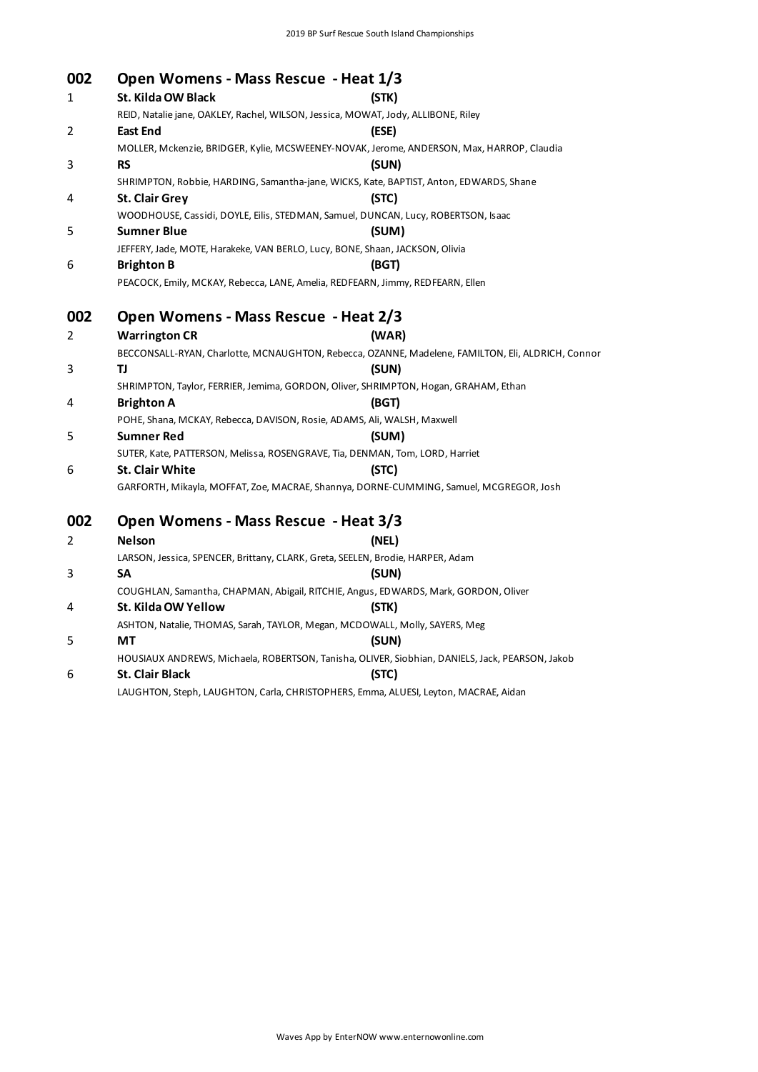## 002 Open Womens - Mass Rescue - Heat 1/3

1 **St. Kilda OW Black** **(STK)**
REID, Natalie jane, OAKLEY, Rachel, WILSON, Jessica, MOWAT, Jody, ALLIBONE, Riley

2 **East End** **(ESE)**
MOLLER, Mckenzie, BRIDGER, Kylie, MCSWEENEY-NOVAK, Jerome, ANDERSON, Max, HARROP, Claudia

3 **RS** **(SUN)**
SHRIMPTON, Robbie, HARDING, Samantha-jane, WICKS, Kate, BAPTIST, Anton, EDWARDS, Shane

4 **St. Clair Grey** **(STC)**
WOODHOUSE, Cassidi, DOYLE, Eilis, STEDMAN, Samuel, DUNCAN, Lucy, ROBERTSON, Isaac

5 **Sumner Blue** **(SUM)**
JEFFERY, Jade, MOTE, Harakeke, VAN BERLO, Lucy, BONE, Shaan, JACKSON, Olivia

6 **Brighton B** **(BGT)**
PEACOCK, Emily, MCKAY, Rebecca, LANE, Amelia, REDFEARN, Jimmy, REDFEARN, Ellen

## 002 Open Womens - Mass Rescue - Heat 2/3

2 **Warrington CR** **(WAR)**
BECCONSALL-RYAN, Charlotte, MCNAUGHTON, Rebecca, OZANNE, Madelene, FAMILTON, Eli, ALDRICH, Connor

3 **TJ** **(SUN)**
SHRIMPTON, Taylor, FERRIER, Jemima, GORDON, Oliver, SHRIMPTON, Hogan, GRAHAM, Ethan

4 **Brighton A** **(BGT)**
POHE, Shana, MCKAY, Rebecca, DAVISON, Rosie, ADAMS, Ali, WALSH, Maxwell

5 **Sumner Red** **(SUM)**
SUTER, Kate, PATTERSON, Melissa, ROSENGRAVE, Tia, DENMAN, Tom, LORD, Harriet

6 **St. Clair White** **(STC)**
GARFORTH, Mikayla, MOFFAT, Zoe, MACRAE, Shannya, DORNE-CUMMING, Samuel, MCGREGOR, Josh

## 002 Open Womens - Mass Rescue - Heat 3/3

2 **Nelson** **(NEL)**
LARSON, Jessica, SPENCER, Brittany, CLARK, Greta, SEELEN, Brodie, HARPER, Adam

3 **SA** **(SUN)**
COUGHLAN, Samantha, CHAPMAN, Abigail, RITCHIE, Angus, EDWARDS, Mark, GORDON, Oliver

4 **St. Kilda OW Yellow** **(STK)**
ASHTON, Natalie, THOMAS, Sarah, TAYLOR, Megan, MCDOWALL, Molly, SAYERS, Meg

5 **MT** **(SUN)**
HOUSIAUX ANDREWS, Michaela, ROBERTSON, Tanisha, OLIVER, Siobhian, DANIELS, Jack, PEARSON, Jakob

6 **St. Clair Black** **(STC)**
LAUGHTON, Steph, LAUGHTON, Carla, CHRISTOPHERS, Emma, ALUESI, Leyton, MACRAE, Aidan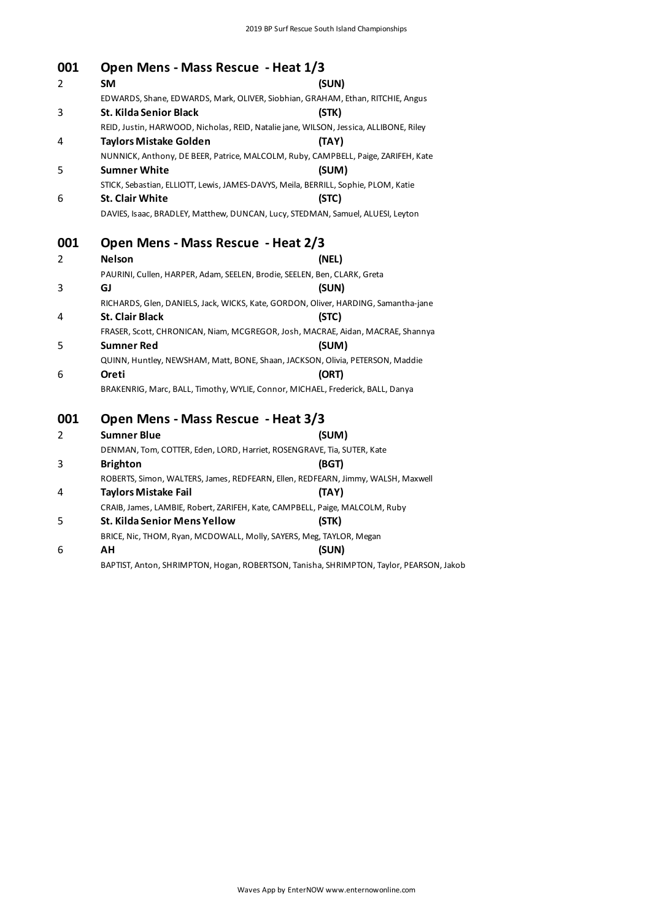## 001 Open Mens - Mass Rescue - Heat 1/3

| Lane | Team | Club |
|---|---|---|
| 2 | **SM** | **(SUN)** |
| | EDWARDS, Shane, EDWARDS, Mark, OLIVER, Siobhian, GRAHAM, Ethan, RITCHIE, Angus | |
| 3 | **St. Kilda Senior Black** | **(STK)** |
| | REID, Justin, HARWOOD, Nicholas, REID, Natalie jane, WILSON, Jessica, ALLIBONE, Riley | |
| 4 | **Taylors Mistake Golden** | **(TAY)** |
| | NUNNICK, Anthony, DE BEER, Patrice, MALCOLM, Ruby, CAMPBELL, Paige, ZARIFEH, Kate | |
| 5 | **Sumner White** | **(SUM)** |
| | STICK, Sebastian, ELLIOTT, Lewis, JAMES-DAVYS, Meila, BERRILL, Sophie, PLOM, Katie | |
| 6 | **St. Clair White** | **(STC)** |
| | DAVIES, Isaac, BRADLEY, Matthew, DUNCAN, Lucy, STEDMAN, Samuel, ALUESI, Leyton | |

## 001 Open Mens - Mass Rescue - Heat 2/3

| Lane | Team | Club |
|---|---|---|
| 2 | **Nelson** | **(NEL)** |
| | PAURINI, Cullen, HARPER, Adam, SEELEN, Brodie, SEELEN, Ben, CLARK, Greta | |
| 3 | **GJ** | **(SUN)** |
| | RICHARDS, Glen, DANIELS, Jack, WICKS, Kate, GORDON, Oliver, HARDING, Samantha-jane | |
| 4 | **St. Clair Black** | **(STC)** |
| | FRASER, Scott, CHRONICAN, Niam, MCGREGOR, Josh, MACRAE, Aidan, MACRAE, Shannya | |
| 5 | **Sumner Red** | **(SUM)** |
| | QUINN, Huntley, NEWSHAM, Matt, BONE, Shaan, JACKSON, Olivia, PETERSON, Maddie | |
| 6 | **Oreti** | **(ORT)** |
| | BRAKENRIG, Marc, BALL, Timothy, WYLIE, Connor, MICHAEL, Frederick, BALL, Danya | |

## 001 Open Mens - Mass Rescue - Heat 3/3

| Lane | Team | Club |
|---|---|---|
| 2 | **Sumner Blue** | **(SUM)** |
| | DENMAN, Tom, COTTER, Eden, LORD, Harriet, ROSENGRAVE, Tia, SUTER, Kate | |
| 3 | **Brighton** | **(BGT)** |
| | ROBERTS, Simon, WALTERS, James, REDFEARN, Ellen, REDFEARN, Jimmy, WALSH, Maxwell | |
| 4 | **Taylors Mistake Fail** | **(TAY)** |
| | CRAIB, James, LAMBIE, Robert, ZARIFEH, Kate, CAMPBELL, Paige, MALCOLM, Ruby | |
| 5 | **St. Kilda Senior Mens Yellow** | **(STK)** |
| | BRICE, Nic, THOM, Ryan, MCDOWALL, Molly, SAYERS, Meg, TAYLOR, Megan | |
| 6 | **AH** | **(SUN)** |
| | BAPTIST, Anton, SHRIMPTON, Hogan, ROBERTSON, Tanisha, SHRIMPTON, Taylor, PEARSON, Jakob | |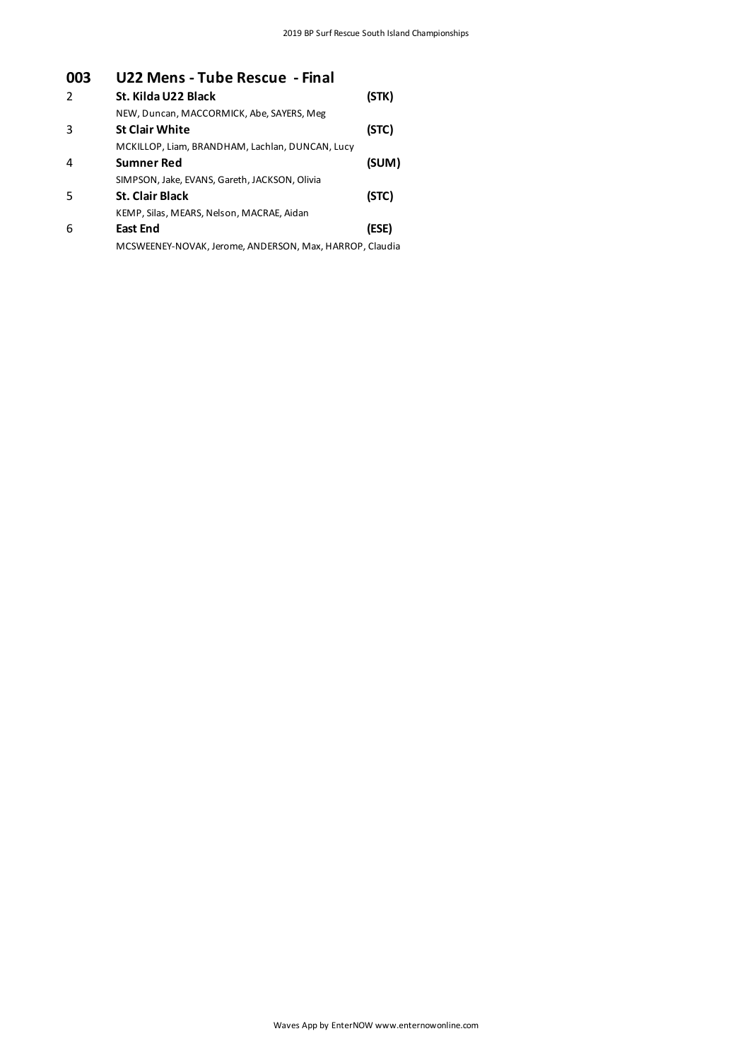## 003 U22 Mens - Tube Rescue - Final

| Place | Team | Club |
|---|---|---|
| 2 | **St. Kilda U22 Black**<br>NEW, Duncan, MACCORMICK, Abe, SAYERS, Meg | **(STK)** |
| 3 | **St Clair White**<br>MCKILLOP, Liam, BRANDHAM, Lachlan, DUNCAN, Lucy | **(STC)** |
| 4 | **Sumner Red**<br>SIMPSON, Jake, EVANS, Gareth, JACKSON, Olivia | **(SUM)** |
| 5 | **St. Clair Black**<br>KEMP, Silas, MEARS, Nelson, MACRAE, Aidan | **(STC)** |
| 6 | **East End**<br>MCSWEENEY-NOVAK, Jerome, ANDERSON, Max, HARROP, Claudia | **(ESE)** |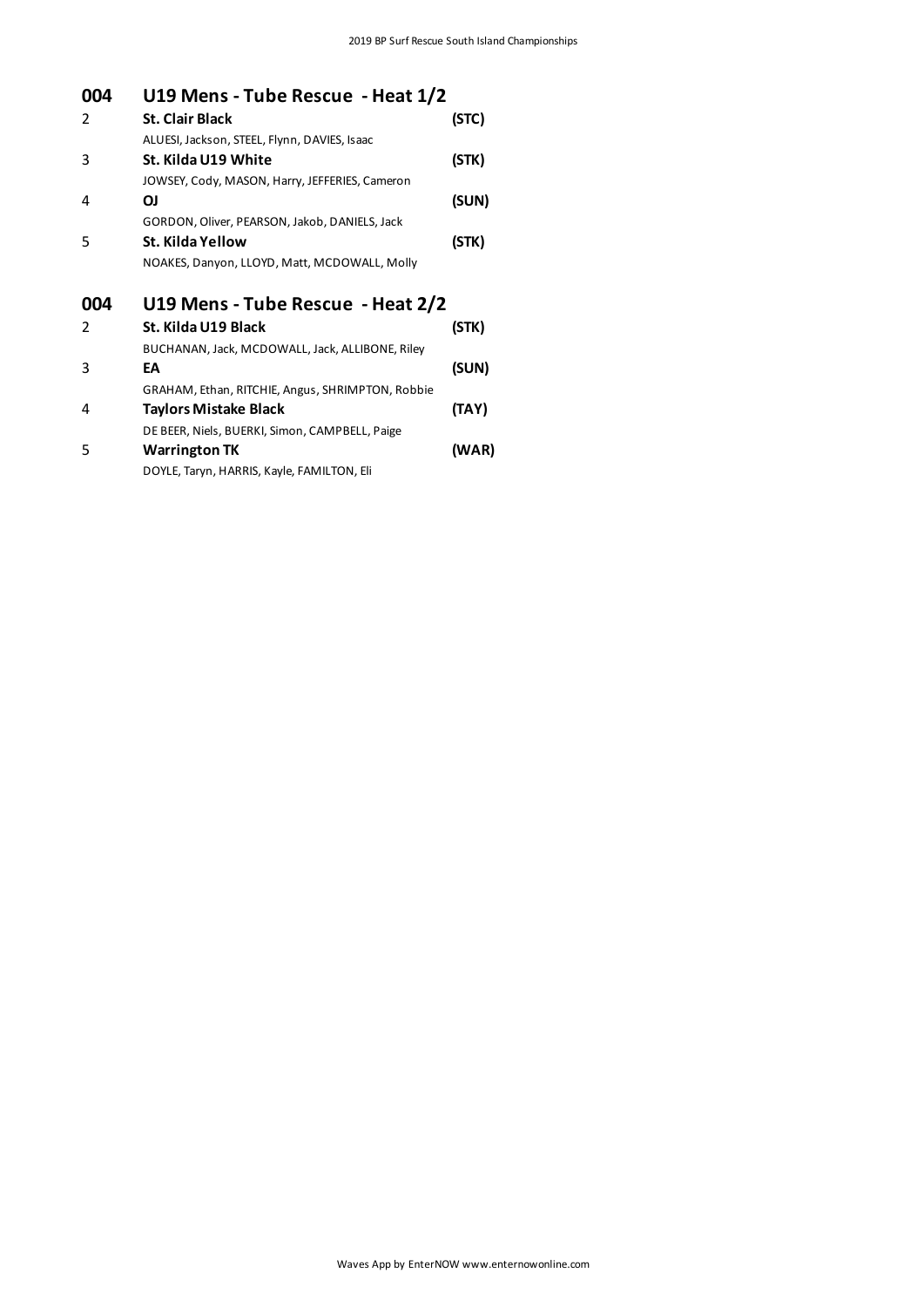## 004 U19 Mens - Tube Rescue - Heat 1/2

| Lane | Team | Club |
|---|---|---|
| 2 | **St. Clair Black**<br>ALUESI, Jackson, STEEL, Flynn, DAVIES, Isaac | **(STC)** |
| 3 | **St. Kilda U19 White**<br>JOWSEY, Cody, MASON, Harry, JEFFERIES, Cameron | **(STK)** |
| 4 | **OJ**<br>GORDON, Oliver, PEARSON, Jakob, DANIELS, Jack | **(SUN)** |
| 5 | **St. Kilda Yellow**<br>NOAKES, Danyon, LLOYD, Matt, MCDOWALL, Molly | **(STK)** |

## 004 U19 Mens - Tube Rescue - Heat 2/2

| Lane | Team | Club |
|---|---|---|
| 2 | **St. Kilda U19 Black**<br>BUCHANAN, Jack, MCDOWALL, Jack, ALLIBONE, Riley | **(STK)** |
| 3 | **EA**<br>GRAHAM, Ethan, RITCHIE, Angus, SHRIMPTON, Robbie | **(SUN)** |
| 4 | **Taylors Mistake Black**<br>DE BEER, Niels, BUERKI, Simon, CAMPBELL, Paige | **(TAY)** |
| 5 | **Warrington TK**<br>DOYLE, Taryn, HARRIS, Kayle, FAMILTON, Eli | **(WAR)** |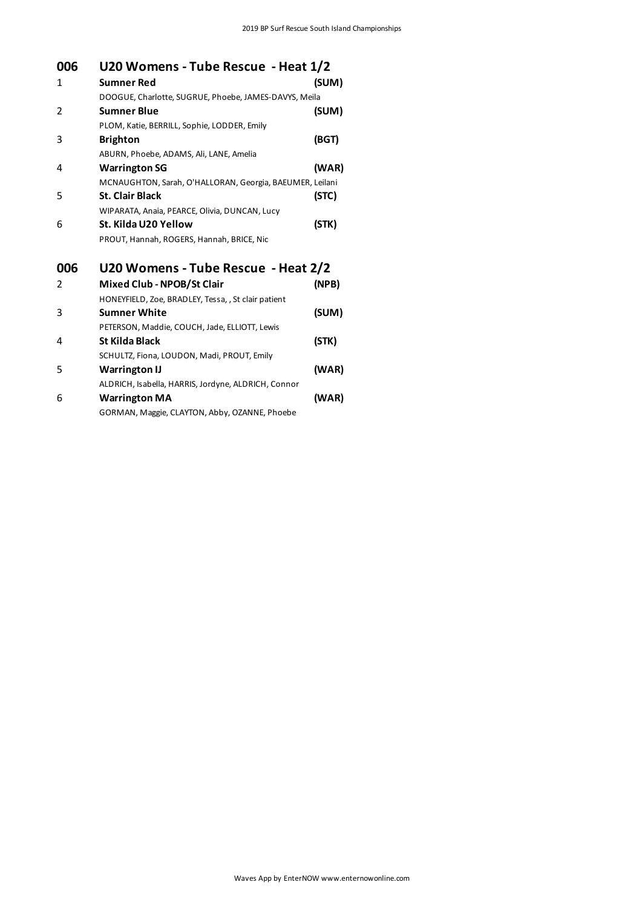## 006 U20 Womens - Tube Rescue - Heat 1/2

1 **Sumner Red** **(SUM)**
DOOGUE, Charlotte, SUGRUE, Phoebe, JAMES-DAVYS, Meila

2 **Sumner Blue** **(SUM)**
PLOM, Katie, BERRILL, Sophie, LODDER, Emily

3 **Brighton** **(BGT)**
ABURN, Phoebe, ADAMS, Ali, LANE, Amelia

4 **Warrington SG** **(WAR)**
MCNAUGHTON, Sarah, O'HALLORAN, Georgia, BAEUMER, Leilani

5 **St. Clair Black** **(STC)**
WIPARATA, Anaia, PEARCE, Olivia, DUNCAN, Lucy

6 **St. Kilda U20 Yellow** **(STK)**
PROUT, Hannah, ROGERS, Hannah, BRICE, Nic

## 006 U20 Womens - Tube Rescue - Heat 2/2

2 **Mixed Club - NPOB/St Clair** **(NPB)**
HONEYFIELD, Zoe, BRADLEY, Tessa, , St clair patient

3 **Sumner White** **(SUM)**
PETERSON, Maddie, COUCH, Jade, ELLIOTT, Lewis

4 **St Kilda Black** **(STK)**
SCHULTZ, Fiona, LOUDON, Madi, PROUT, Emily

5 **Warrington IJ** **(WAR)**
ALDRICH, Isabella, HARRIS, Jordyne, ALDRICH, Connor

6 **Warrington MA** **(WAR)**
GORMAN, Maggie, CLAYTON, Abby, OZANNE, Phoebe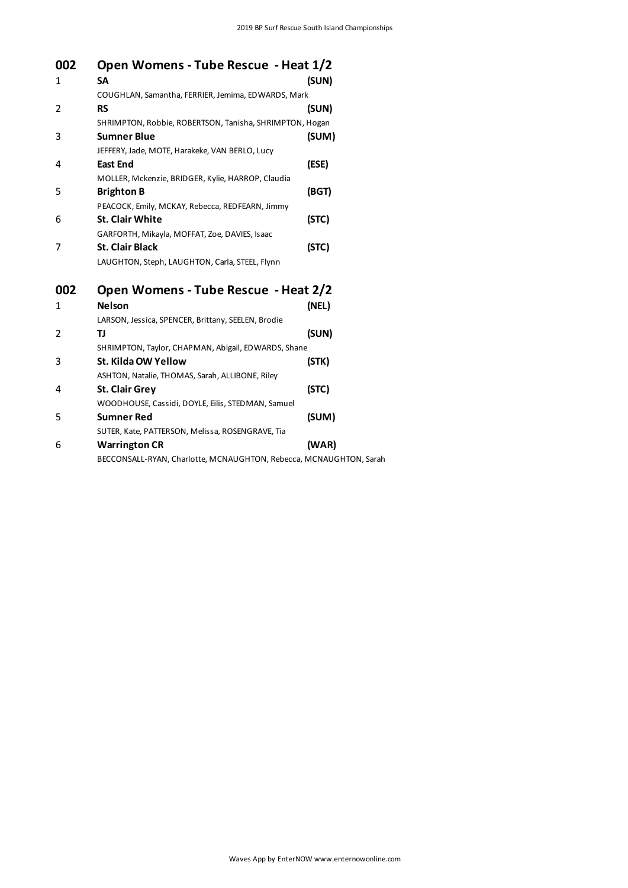## 002 Open Womens - Tube Rescue - Heat 1/2

1. **SA** **(SUN)**
   COUGHLAN, Samantha, FERRIER, Jemima, EDWARDS, Mark
2. **RS** **(SUN)**
   SHRIMPTON, Robbie, ROBERTSON, Tanisha, SHRIMPTON, Hogan
3. **Sumner Blue** **(SUM)**
   JEFFERY, Jade, MOTE, Harakeke, VAN BERLO, Lucy
4. **East End** **(ESE)**
   MOLLER, Mckenzie, BRIDGER, Kylie, HARROP, Claudia
5. **Brighton B** **(BGT)**
   PEACOCK, Emily, MCKAY, Rebecca, REDFEARN, Jimmy
6. **St. Clair White** **(STC)**
   GARFORTH, Mikayla, MOFFAT, Zoe, DAVIES, Isaac
7. **St. Clair Black** **(STC)**
   LAUGHTON, Steph, LAUGHTON, Carla, STEEL, Flynn

## 002 Open Womens - Tube Rescue - Heat 2/2

1. **Nelson** **(NEL)**
   LARSON, Jessica, SPENCER, Brittany, SEELEN, Brodie
2. **TJ** **(SUN)**
   SHRIMPTON, Taylor, CHAPMAN, Abigail, EDWARDS, Shane
3. **St. Kilda OW Yellow** **(STK)**
   ASHTON, Natalie, THOMAS, Sarah, ALLIBONE, Riley
4. **St. Clair Grey** **(STC)**
   WOODHOUSE, Cassidi, DOYLE, Eilis, STEDMAN, Samuel
5. **Sumner Red** **(SUM)**
   SUTER, Kate, PATTERSON, Melissa, ROSENGRAVE, Tia
6. **Warrington CR** **(WAR)**
   BECCONSALL-RYAN, Charlotte, MCNAUGHTON, Rebecca, MCNAUGHTON, Sarah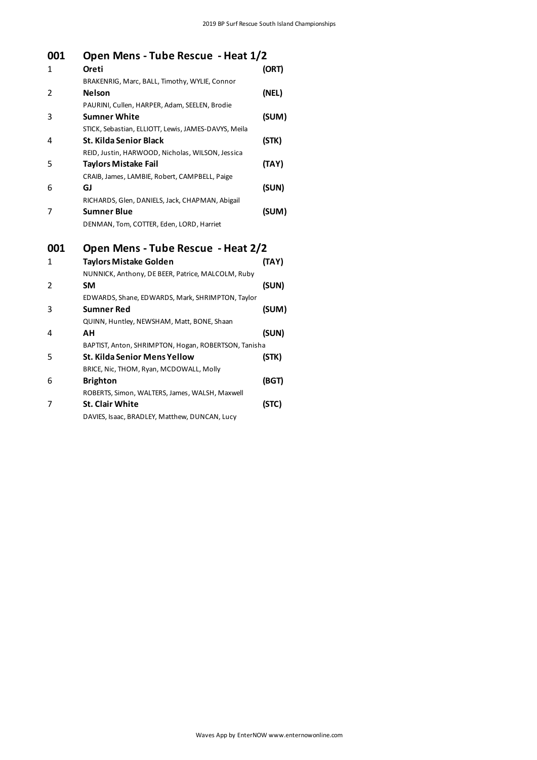## 001 Open Mens - Tube Rescue - Heat 1/2

| | | |
|---|---|---|
| 1 | **Oreti** | **(ORT)** |
| | BRAKENRIG, Marc, BALL, Timothy, WYLIE, Connor | |
| 2 | **Nelson** | **(NEL)** |
| | PAURINI, Cullen, HARPER, Adam, SEELEN, Brodie | |
| 3 | **Sumner White** | **(SUM)** |
| | STICK, Sebastian, ELLIOTT, Lewis, JAMES-DAVYS, Meila | |
| 4 | **St. Kilda Senior Black** | **(STK)** |
| | REID, Justin, HARWOOD, Nicholas, WILSON, Jessica | |
| 5 | **Taylors Mistake Fail** | **(TAY)** |
| | CRAIB, James, LAMBIE, Robert, CAMPBELL, Paige | |
| 6 | **GJ** | **(SUN)** |
| | RICHARDS, Glen, DANIELS, Jack, CHAPMAN, Abigail | |
| 7 | **Sumner Blue** | **(SUM)** |
| | DENMAN, Tom, COTTER, Eden, LORD, Harriet | |

## 001 Open Mens - Tube Rescue - Heat 2/2

| | | |
|---|---|---|
| 1 | **Taylors Mistake Golden** | **(TAY)** |
| | NUNNICK, Anthony, DE BEER, Patrice, MALCOLM, Ruby | |
| 2 | **SM** | **(SUN)** |
| | EDWARDS, Shane, EDWARDS, Mark, SHRIMPTON, Taylor | |
| 3 | **Sumner Red** | **(SUM)** |
| | QUINN, Huntley, NEWSHAM, Matt, BONE, Shaan | |
| 4 | **AH** | **(SUN)** |
| | BAPTIST, Anton, SHRIMPTON, Hogan, ROBERTSON, Tanisha | |
| 5 | **St. Kilda Senior Mens Yellow** | **(STK)** |
| | BRICE, Nic, THOM, Ryan, MCDOWALL, Molly | |
| 6 | **Brighton** | **(BGT)** |
| | ROBERTS, Simon, WALTERS, James, WALSH, Maxwell | |
| 7 | **St. Clair White** | **(STC)** |
| | DAVIES, Isaac, BRADLEY, Matthew, DUNCAN, Lucy | |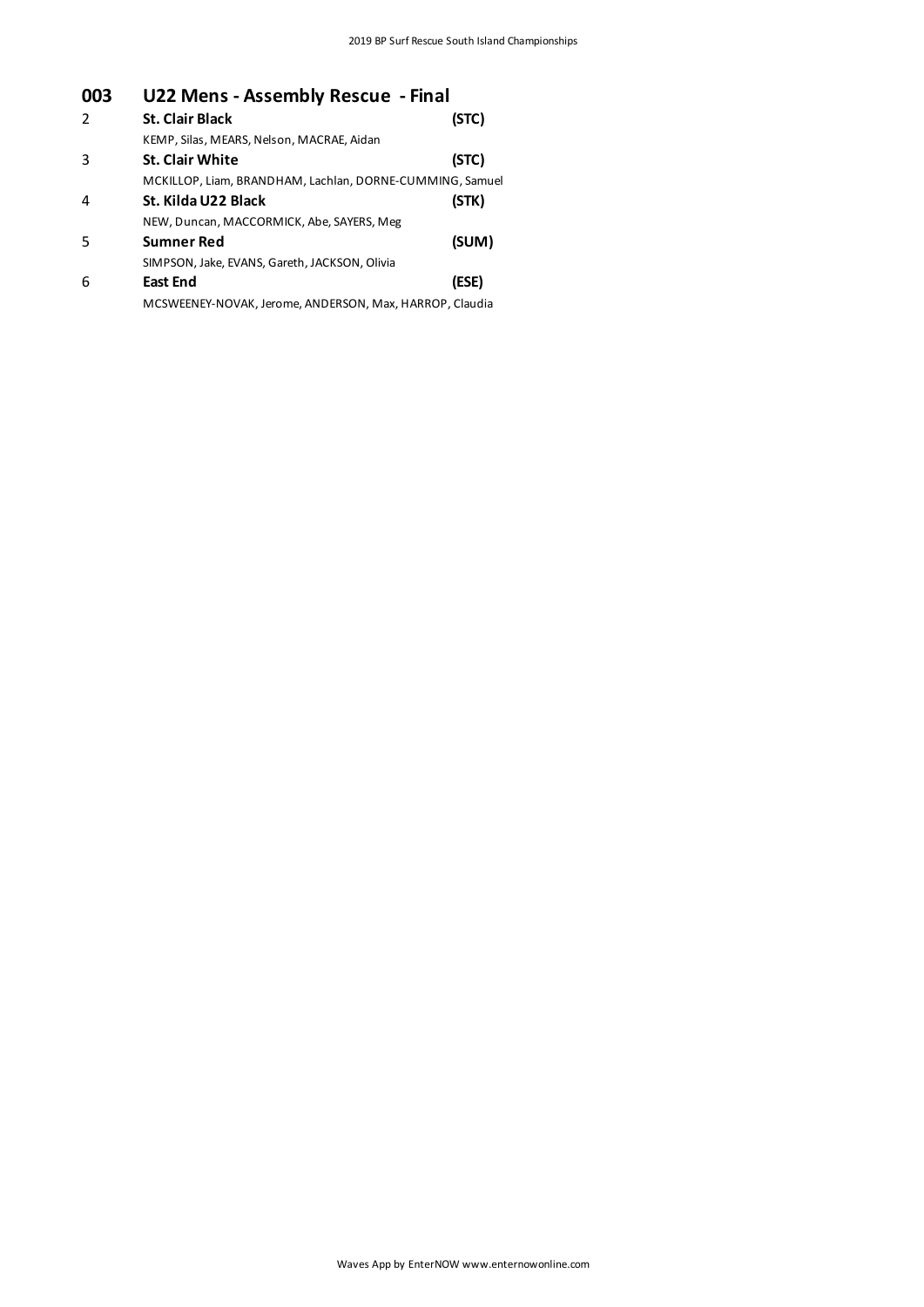## 003 U22 Mens - Assembly Rescue - Final

| | | |
|---|---|---|
| 2 | **St. Clair Black** | **(STC)** |
| | KEMP, Silas, MEARS, Nelson, MACRAE, Aidan | |
| 3 | **St. Clair White** | **(STC)** |
| | MCKILLOP, Liam, BRANDHAM, Lachlan, DORNE-CUMMING, Samuel | |
| 4 | **St. Kilda U22 Black** | **(STK)** |
| | NEW, Duncan, MACCORMICK, Abe, SAYERS, Meg | |
| 5 | **Sumner Red** | **(SUM)** |
| | SIMPSON, Jake, EVANS, Gareth, JACKSON, Olivia | |
| 6 | **East End** | **(ESE)** |
| | MCSWEENEY-NOVAK, Jerome, ANDERSON, Max, HARROP, Claudia | |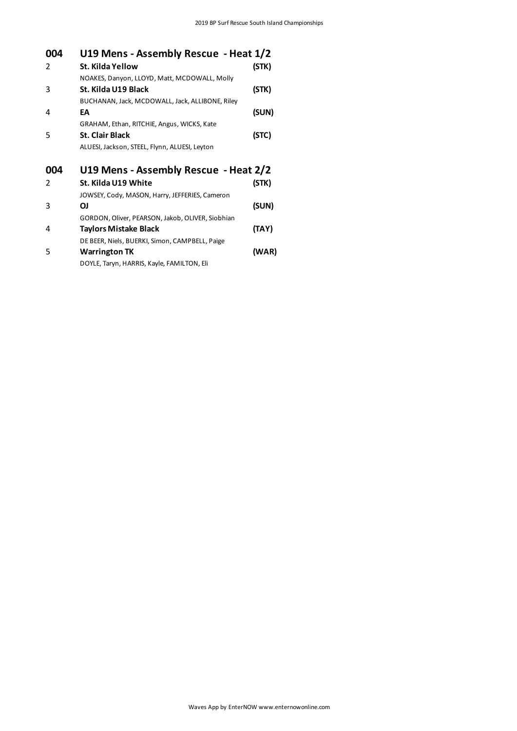## 004 U19 Mens - Assembly Rescue - Heat 1/2

| Lane | Team | Club |
|---|---|---|
| 2 | **St. Kilda Yellow**<br>NOAKES, Danyon, LLOYD, Matt, MCDOWALL, Molly | **(STK)** |
| 3 | **St. Kilda U19 Black**<br>BUCHANAN, Jack, MCDOWALL, Jack, ALLIBONE, Riley | **(STK)** |
| 4 | **EA**<br>GRAHAM, Ethan, RITCHIE, Angus, WICKS, Kate | **(SUN)** |
| 5 | **St. Clair Black**<br>ALUESI, Jackson, STEEL, Flynn, ALUESI, Leyton | **(STC)** |

## 004 U19 Mens - Assembly Rescue - Heat 2/2

| Lane | Team | Club |
|---|---|---|
| 2 | **St. Kilda U19 White**<br>JOWSEY, Cody, MASON, Harry, JEFFERIES, Cameron | **(STK)** |
| 3 | **OJ**<br>GORDON, Oliver, PEARSON, Jakob, OLIVER, Siobhian | **(SUN)** |
| 4 | **Taylors Mistake Black**<br>DE BEER, Niels, BUERKI, Simon, CAMPBELL, Paige | **(TAY)** |
| 5 | **Warrington TK**<br>DOYLE, Taryn, HARRIS, Kayle, FAMILTON, Eli | **(WAR)** |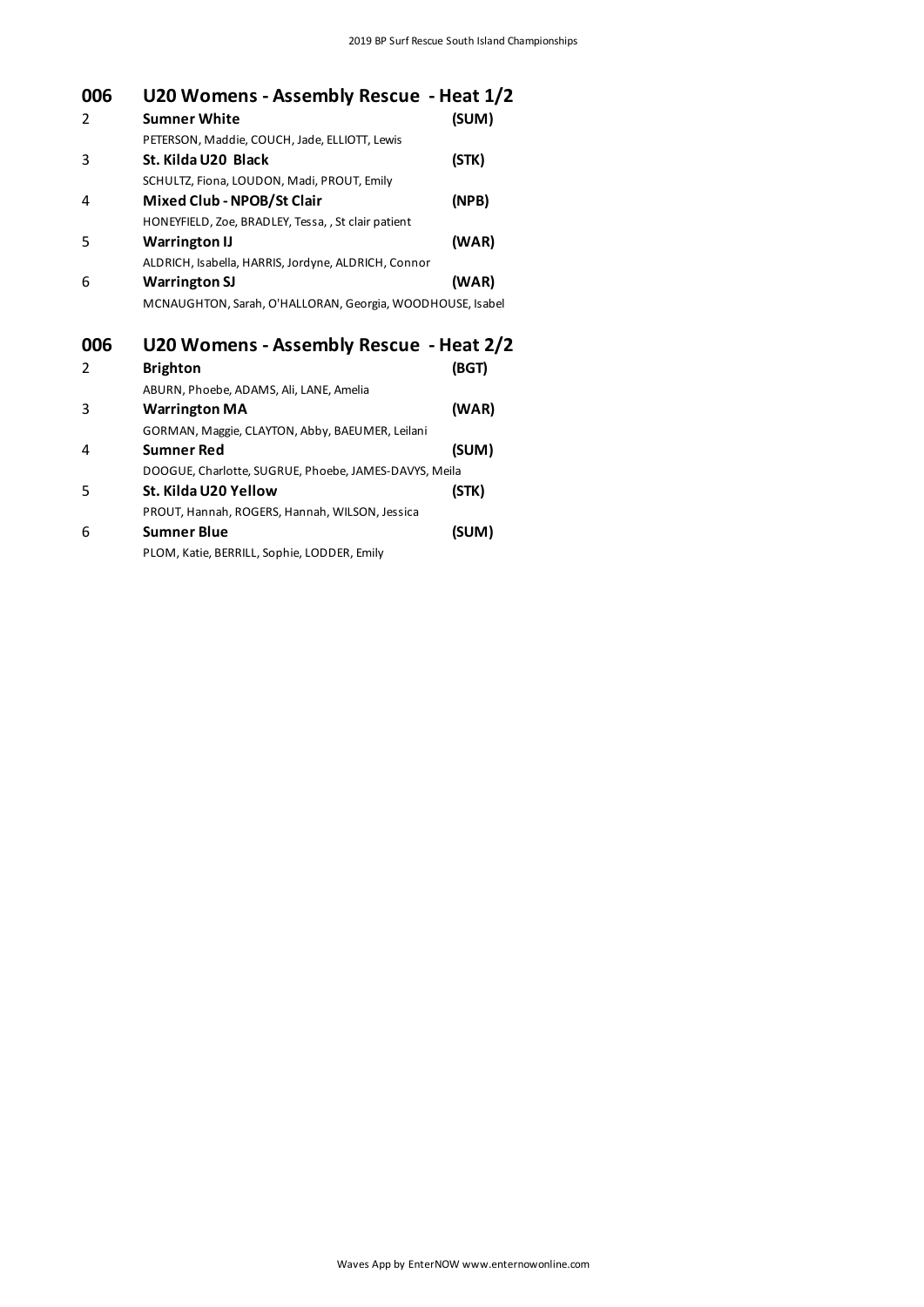## 006 U20 Womens - Assembly Rescue - Heat 1/2

| Lane | Team | Club |
|---|---|---|
| 2 | **Sumner White** | **(SUM)** |
| | PETERSON, Maddie, COUCH, Jade, ELLIOTT, Lewis | |
| 3 | **St. Kilda U20 Black** | **(STK)** |
| | SCHULTZ, Fiona, LOUDON, Madi, PROUT, Emily | |
| 4 | **Mixed Club - NPOB/St Clair** | **(NPB)** |
| | HONEYFIELD, Zoe, BRADLEY, Tessa, , St clair patient | |
| 5 | **Warrington IJ** | **(WAR)** |
| | ALDRICH, Isabella, HARRIS, Jordyne, ALDRICH, Connor | |
| 6 | **Warrington SJ** | **(WAR)** |
| | MCNAUGHTON, Sarah, O'HALLORAN, Georgia, WOODHOUSE, Isabel | |

## 006 U20 Womens - Assembly Rescue - Heat 2/2

| Lane | Team | Club |
|---|---|---|
| 2 | **Brighton** | **(BGT)** |
| | ABURN, Phoebe, ADAMS, Ali, LANE, Amelia | |
| 3 | **Warrington MA** | **(WAR)** |
| | GORMAN, Maggie, CLAYTON, Abby, BAEUMER, Leilani | |
| 4 | **Sumner Red** | **(SUM)** |
| | DOOGUE, Charlotte, SUGRUE, Phoebe, JAMES-DAVYS, Meila | |
| 5 | **St. Kilda U20 Yellow** | **(STK)** |
| | PROUT, Hannah, ROGERS, Hannah, WILSON, Jessica | |
| 6 | **Sumner Blue** | **(SUM)** |
| | PLOM, Katie, BERRILL, Sophie, LODDER, Emily | |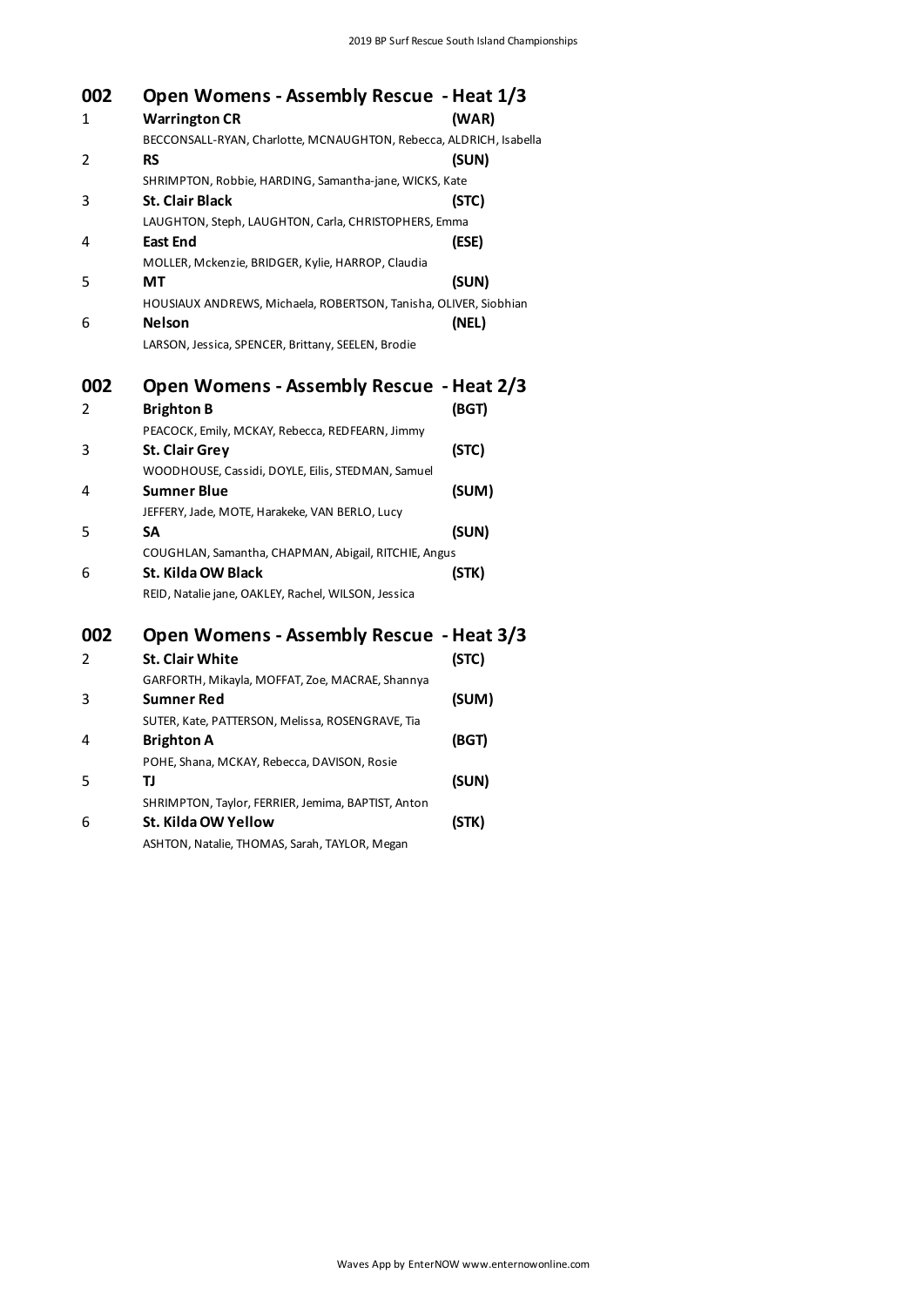## 002 Open Womens - Assembly Rescue - Heat 1/3

| Lane | Team | Club |
|---|---|---|
| 1 | **Warrington CR**<br>BECCONSALL-RYAN, Charlotte, MCNAUGHTON, Rebecca, ALDRICH, Isabella | **(WAR)** |
| 2 | **RS**<br>SHRIMPTON, Robbie, HARDING, Samantha-jane, WICKS, Kate | **(SUN)** |
| 3 | **St. Clair Black**<br>LAUGHTON, Steph, LAUGHTON, Carla, CHRISTOPHERS, Emma | **(STC)** |
| 4 | **East End**<br>MOLLER, Mckenzie, BRIDGER, Kylie, HARROP, Claudia | **(ESE)** |
| 5 | **MT**<br>HOUSIAUX ANDREWS, Michaela, ROBERTSON, Tanisha, OLIVER, Siobhian | **(SUN)** |
| 6 | **Nelson**<br>LARSON, Jessica, SPENCER, Brittany, SEELEN, Brodie | **(NEL)** |

## 002 Open Womens - Assembly Rescue - Heat 2/3

| Lane | Team | Club |
|---|---|---|
| 2 | **Brighton B**<br>PEACOCK, Emily, MCKAY, Rebecca, REDFEARN, Jimmy | **(BGT)** |
| 3 | **St. Clair Grey**<br>WOODHOUSE, Cassidi, DOYLE, Eilis, STEDMAN, Samuel | **(STC)** |
| 4 | **Sumner Blue**<br>JEFFERY, Jade, MOTE, Harakeke, VAN BERLO, Lucy | **(SUM)** |
| 5 | **SA**<br>COUGHLAN, Samantha, CHAPMAN, Abigail, RITCHIE, Angus | **(SUN)** |
| 6 | **St. Kilda OW Black**<br>REID, Natalie jane, OAKLEY, Rachel, WILSON, Jessica | **(STK)** |

## 002 Open Womens - Assembly Rescue - Heat 3/3

| Lane | Team | Club |
|---|---|---|
| 2 | **St. Clair White**<br>GARFORTH, Mikayla, MOFFAT, Zoe, MACRAE, Shannya | **(STC)** |
| 3 | **Sumner Red**<br>SUTER, Kate, PATTERSON, Melissa, ROSENGRAVE, Tia | **(SUM)** |
| 4 | **Brighton A**<br>POHE, Shana, MCKAY, Rebecca, DAVISON, Rosie | **(BGT)** |
| 5 | **TJ**<br>SHRIMPTON, Taylor, FERRIER, Jemima, BAPTIST, Anton | **(SUN)** |
| 6 | **St. Kilda OW Yellow**<br>ASHTON, Natalie, THOMAS, Sarah, TAYLOR, Megan | **(STK)** |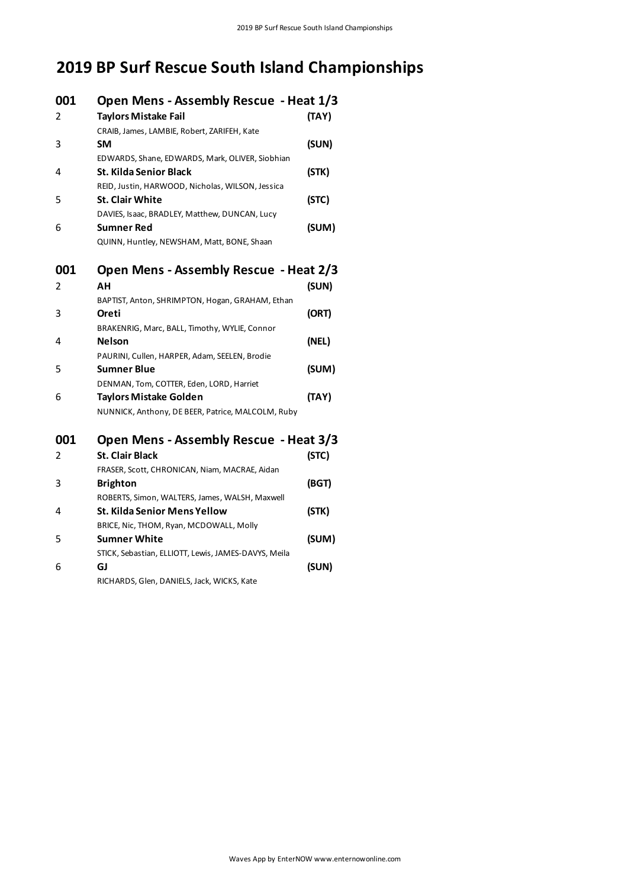# 2019 BP Surf Rescue South Island Championships

## 001 Open Mens - Assembly Rescue - Heat 1/3

| Lane | Team | Club |
|---|---|---|
| 2 | **Taylors Mistake Fail**<br>CRAIB, James, LAMBIE, Robert, ZARIFEH, Kate | **(TAY)** |
| 3 | **SM**<br>EDWARDS, Shane, EDWARDS, Mark, OLIVER, Siobhian | **(SUN)** |
| 4 | **St. Kilda Senior Black**<br>REID, Justin, HARWOOD, Nicholas, WILSON, Jessica | **(STK)** |
| 5 | **St. Clair White**<br>DAVIES, Isaac, BRADLEY, Matthew, DUNCAN, Lucy | **(STC)** |
| 6 | **Sumner Red**<br>QUINN, Huntley, NEWSHAM, Matt, BONE, Shaan | **(SUM)** |

## 001 Open Mens - Assembly Rescue - Heat 2/3

| Lane | Team | Club |
|---|---|---|
| 2 | **AH**<br>BAPTIST, Anton, SHRIMPTON, Hogan, GRAHAM, Ethan | **(SUN)** |
| 3 | **Oreti**<br>BRAKENRIG, Marc, BALL, Timothy, WYLIE, Connor | **(ORT)** |
| 4 | **Nelson**<br>PAURINI, Cullen, HARPER, Adam, SEELEN, Brodie | **(NEL)** |
| 5 | **Sumner Blue**<br>DENMAN, Tom, COTTER, Eden, LORD, Harriet | **(SUM)** |
| 6 | **Taylors Mistake Golden**<br>NUNNICK, Anthony, DE BEER, Patrice, MALCOLM, Ruby | **(TAY)** |

## 001 Open Mens - Assembly Rescue - Heat 3/3

| Lane | Team | Club |
|---|---|---|
| 2 | **St. Clair Black**<br>FRASER, Scott, CHRONICAN, Niam, MACRAE, Aidan | **(STC)** |
| 3 | **Brighton**<br>ROBERTS, Simon, WALTERS, James, WALSH, Maxwell | **(BGT)** |
| 4 | **St. Kilda Senior Mens Yellow**<br>BRICE, Nic, THOM, Ryan, MCDOWALL, Molly | **(STK)** |
| 5 | **Sumner White**<br>STICK, Sebastian, ELLIOTT, Lewis, JAMES-DAVYS, Meila | **(SUM)** |
| 6 | **GJ**<br>RICHARDS, Glen, DANIELS, Jack, WICKS, Kate | **(SUN)** |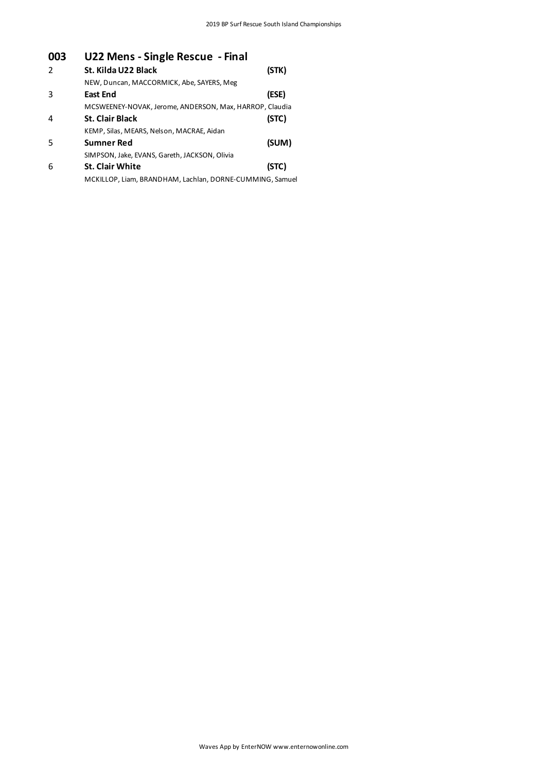## 003 U22 Mens - Single Rescue - Final

| | | |
|---|---|---|
| 2 | **St. Kilda U22 Black** | **(STK)** |
| | NEW, Duncan, MACCORMICK, Abe, SAYERS, Meg | |
| 3 | **East End** | **(ESE)** |
| | MCSWEENEY-NOVAK, Jerome, ANDERSON, Max, HARROP, Claudia | |
| 4 | **St. Clair Black** | **(STC)** |
| | KEMP, Silas, MEARS, Nelson, MACRAE, Aidan | |
| 5 | **Sumner Red** | **(SUM)** |
| | SIMPSON, Jake, EVANS, Gareth, JACKSON, Olivia | |
| 6 | **St. Clair White** | **(STC)** |
| | MCKILLOP, Liam, BRANDHAM, Lachlan, DORNE-CUMMING, Samuel | |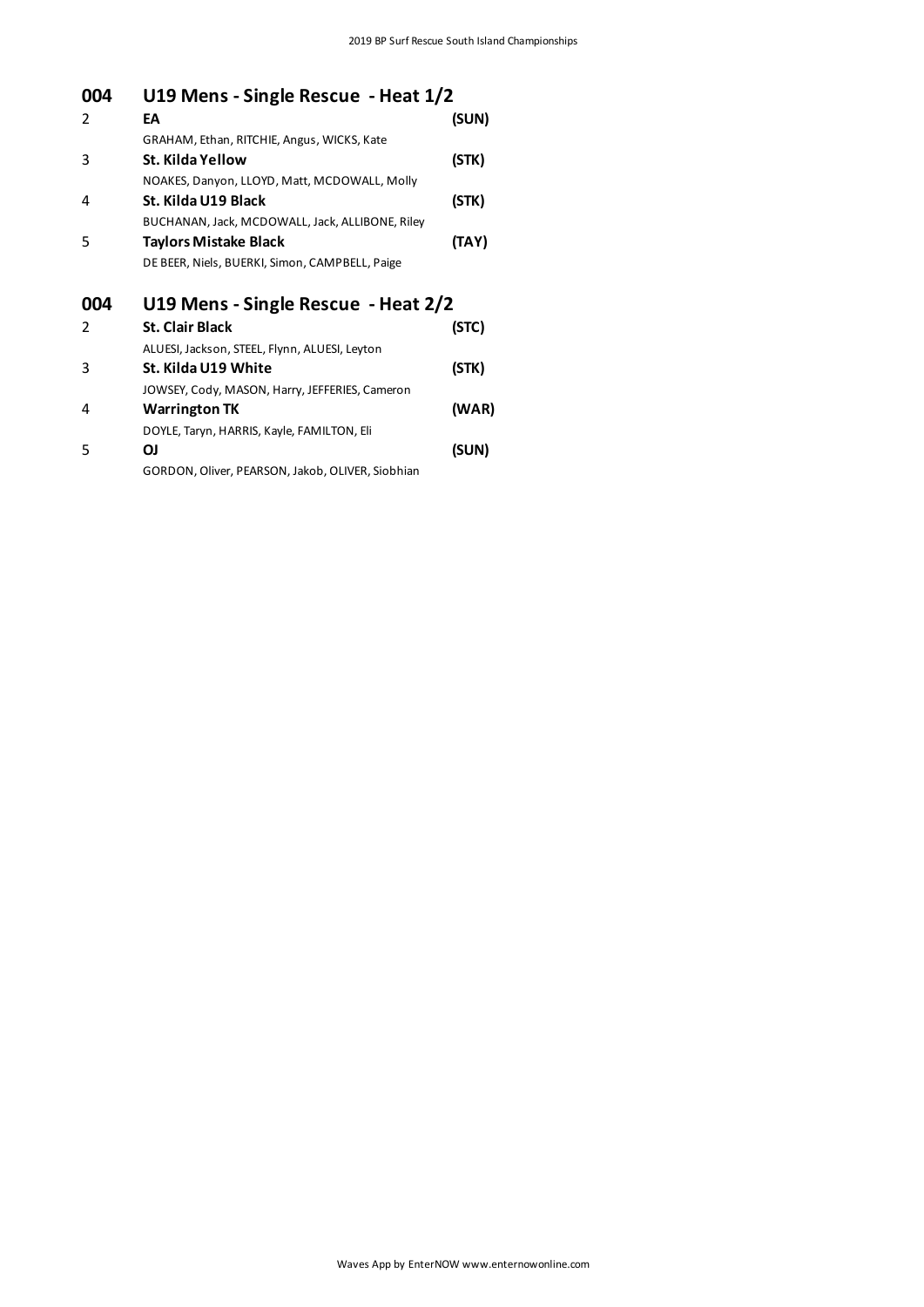## 004 U19 Mens - Single Rescue - Heat 1/2

2 **EA** **(SUN)**
GRAHAM, Ethan, RITCHIE, Angus, WICKS, Kate

3 **St. Kilda Yellow** **(STK)**
NOAKES, Danyon, LLOYD, Matt, MCDOWALL, Molly

4 **St. Kilda U19 Black** **(STK)**
BUCHANAN, Jack, MCDOWALL, Jack, ALLIBONE, Riley

5 **Taylors Mistake Black** **(TAY)**
DE BEER, Niels, BUERKI, Simon, CAMPBELL, Paige

## 004 U19 Mens - Single Rescue - Heat 2/2

2 **St. Clair Black** **(STC)**
ALUESI, Jackson, STEEL, Flynn, ALUESI, Leyton

3 **St. Kilda U19 White** **(STK)**
JOWSEY, Cody, MASON, Harry, JEFFERIES, Cameron

4 **Warrington TK** **(WAR)**
DOYLE, Taryn, HARRIS, Kayle, FAMILTON, Eli

5 **OJ** **(SUN)**
GORDON, Oliver, PEARSON, Jakob, OLIVER, Siobhian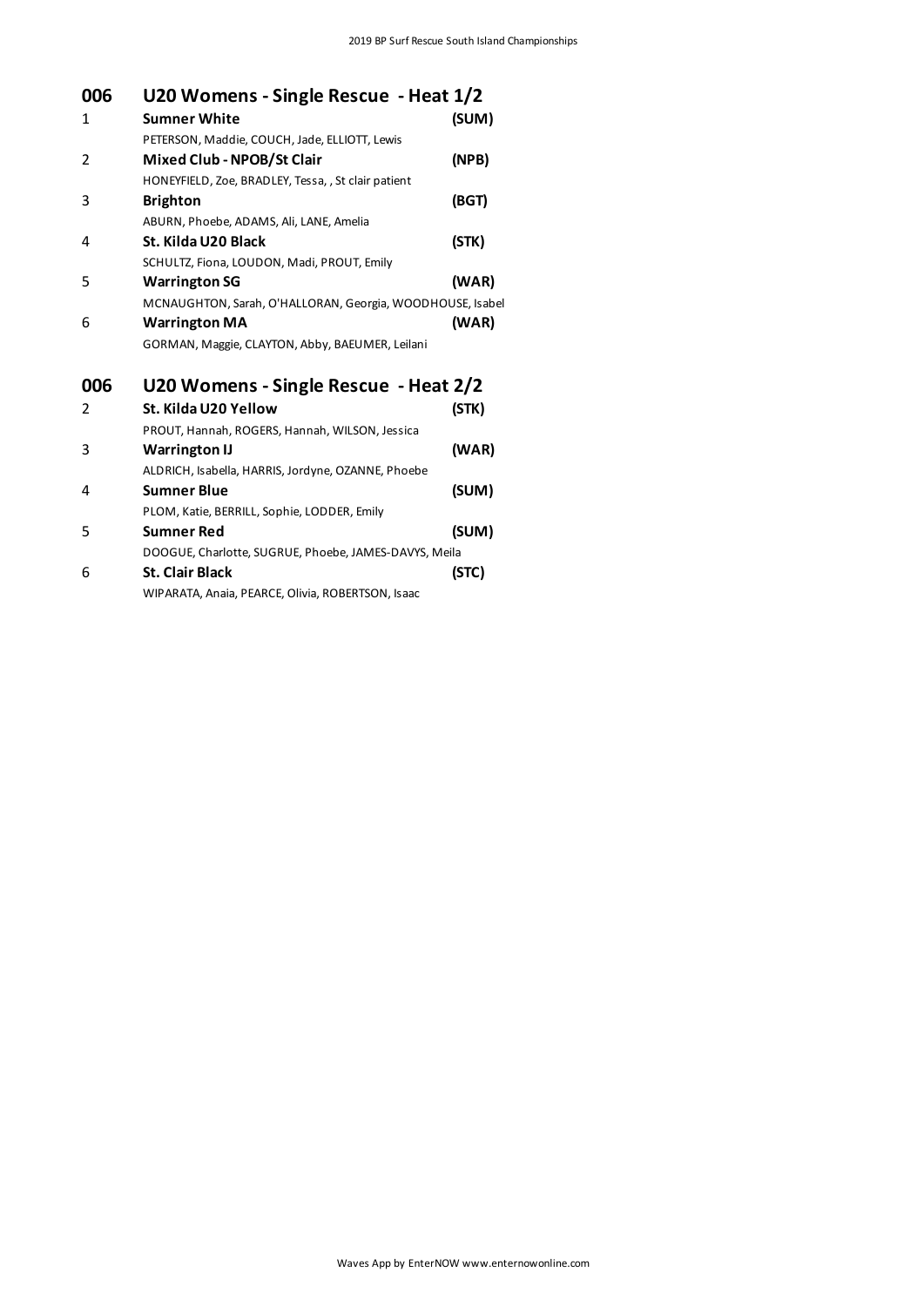## 006 U20 Womens - Single Rescue - Heat 1/2

| Lane | Team | Club |
|---|---|---|
| 1 | **Sumner White** | **(SUM)** |
| | PETERSON, Maddie, COUCH, Jade, ELLIOTT, Lewis | |
| 2 | **Mixed Club - NPOB/St Clair** | **(NPB)** |
| | HONEYFIELD, Zoe, BRADLEY, Tessa, , St clair patient | |
| 3 | **Brighton** | **(BGT)** |
| | ABURN, Phoebe, ADAMS, Ali, LANE, Amelia | |
| 4 | **St. Kilda U20 Black** | **(STK)** |
| | SCHULTZ, Fiona, LOUDON, Madi, PROUT, Emily | |
| 5 | **Warrington SG** | **(WAR)** |
| | MCNAUGHTON, Sarah, O'HALLORAN, Georgia, WOODHOUSE, Isabel | |
| 6 | **Warrington MA** | **(WAR)** |
| | GORMAN, Maggie, CLAYTON, Abby, BAEUMER, Leilani | |

## 006 U20 Womens - Single Rescue - Heat 2/2

| Lane | Team | Club |
|---|---|---|
| 2 | **St. Kilda U20 Yellow** | **(STK)** |
| | PROUT, Hannah, ROGERS, Hannah, WILSON, Jessica | |
| 3 | **Warrington IJ** | **(WAR)** |
| | ALDRICH, Isabella, HARRIS, Jordyne, OZANNE, Phoebe | |
| 4 | **Sumner Blue** | **(SUM)** |
| | PLOM, Katie, BERRILL, Sophie, LODDER, Emily | |
| 5 | **Sumner Red** | **(SUM)** |
| | DOOGUE, Charlotte, SUGRUE, Phoebe, JAMES-DAVYS, Meila | |
| 6 | **St. Clair Black** | **(STC)** |
| | WIPARATA, Anaia, PEARCE, Olivia, ROBERTSON, Isaac | |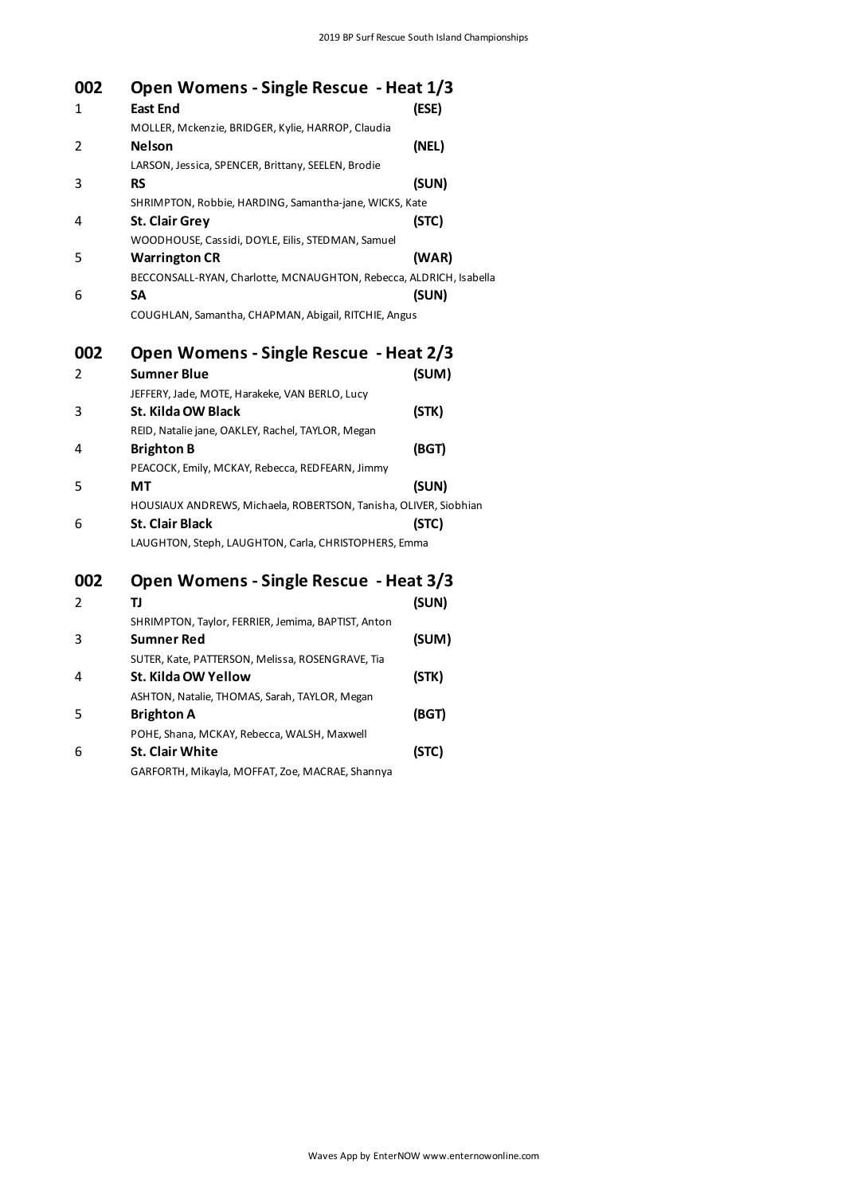## 002 Open Womens - Single Rescue - Heat 1/3

1 **East End** **(ESE)**
MOLLER, Mckenzie, BRIDGER, Kylie, HARROP, Claudia

2 **Nelson** **(NEL)**
LARSON, Jessica, SPENCER, Brittany, SEELEN, Brodie

3 **RS** **(SUN)**
SHRIMPTON, Robbie, HARDING, Samantha-jane, WICKS, Kate

4 **St. Clair Grey** **(STC)**
WOODHOUSE, Cassidi, DOYLE, Eilis, STEDMAN, Samuel

5 **Warrington CR** **(WAR)**
BECCONSALL-RYAN, Charlotte, MCNAUGHTON, Rebecca, ALDRICH, Isabella

6 **SA** **(SUN)**
COUGHLAN, Samantha, CHAPMAN, Abigail, RITCHIE, Angus

## 002 Open Womens - Single Rescue - Heat 2/3

2 **Sumner Blue** **(SUM)**
JEFFERY, Jade, MOTE, Harakeke, VAN BERLO, Lucy

3 **St. Kilda OW Black** **(STK)**
REID, Natalie jane, OAKLEY, Rachel, TAYLOR, Megan

4 **Brighton B** **(BGT)**
PEACOCK, Emily, MCKAY, Rebecca, REDFEARN, Jimmy

5 **MT** **(SUN)**
HOUSIAUX ANDREWS, Michaela, ROBERTSON, Tanisha, OLIVER, Siobhian

6 **St. Clair Black** **(STC)**
LAUGHTON, Steph, LAUGHTON, Carla, CHRISTOPHERS, Emma

## 002 Open Womens - Single Rescue - Heat 3/3

2 **TJ** **(SUN)**
SHRIMPTON, Taylor, FERRIER, Jemima, BAPTIST, Anton

3 **Sumner Red** **(SUM)**
SUTER, Kate, PATTERSON, Melissa, ROSENGRAVE, Tia

4 **St. Kilda OW Yellow** **(STK)**
ASHTON, Natalie, THOMAS, Sarah, TAYLOR, Megan

5 **Brighton A** **(BGT)**
POHE, Shana, MCKAY, Rebecca, WALSH, Maxwell

6 **St. Clair White** **(STC)**
GARFORTH, Mikayla, MOFFAT, Zoe, MACRAE, Shannya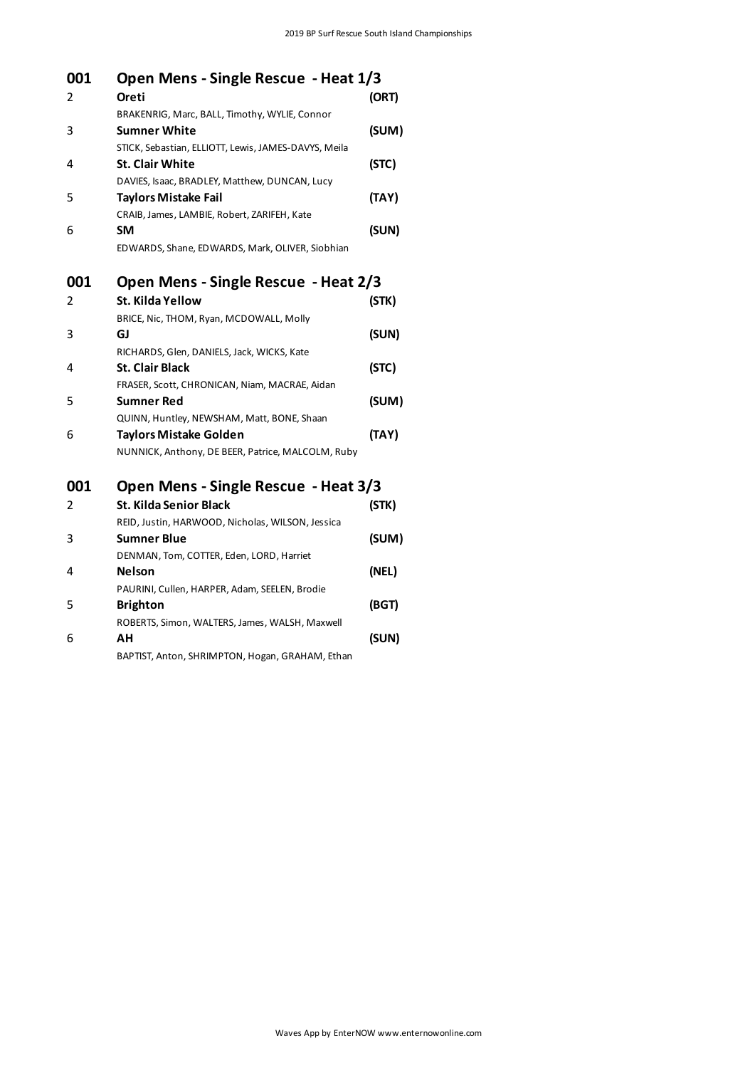## 001 Open Mens - Single Rescue - Heat 1/3

| | | |
|---|---|---|
| 2 | **Oreti**<br>BRAKENRIG, Marc, BALL, Timothy, WYLIE, Connor | **(ORT)** |
| 3 | **Sumner White**<br>STICK, Sebastian, ELLIOTT, Lewis, JAMES-DAVYS, Meila | **(SUM)** |
| 4 | **St. Clair White**<br>DAVIES, Isaac, BRADLEY, Matthew, DUNCAN, Lucy | **(STC)** |
| 5 | **Taylors Mistake Fail**<br>CRAIB, James, LAMBIE, Robert, ZARIFEH, Kate | **(TAY)** |
| 6 | **SM**<br>EDWARDS, Shane, EDWARDS, Mark, OLIVER, Siobhian | **(SUN)** |

## 001 Open Mens - Single Rescue - Heat 2/3

| | | |
|---|---|---|
| 2 | **St. Kilda Yellow**<br>BRICE, Nic, THOM, Ryan, MCDOWALL, Molly | **(STK)** |
| 3 | **GJ**<br>RICHARDS, Glen, DANIELS, Jack, WICKS, Kate | **(SUN)** |
| 4 | **St. Clair Black**<br>FRASER, Scott, CHRONICAN, Niam, MACRAE, Aidan | **(STC)** |
| 5 | **Sumner Red**<br>QUINN, Huntley, NEWSHAM, Matt, BONE, Shaan | **(SUM)** |
| 6 | **Taylors Mistake Golden**<br>NUNNICK, Anthony, DE BEER, Patrice, MALCOLM, Ruby | **(TAY)** |

## 001 Open Mens - Single Rescue - Heat 3/3

| | | |
|---|---|---|
| 2 | **St. Kilda Senior Black**<br>REID, Justin, HARWOOD, Nicholas, WILSON, Jessica | **(STK)** |
| 3 | **Sumner Blue**<br>DENMAN, Tom, COTTER, Eden, LORD, Harriet | **(SUM)** |
| 4 | **Nelson**<br>PAURINI, Cullen, HARPER, Adam, SEELEN, Brodie | **(NEL)** |
| 5 | **Brighton**<br>ROBERTS, Simon, WALTERS, James, WALSH, Maxwell | **(BGT)** |
| 6 | **AH**<br>BAPTIST, Anton, SHRIMPTON, Hogan, GRAHAM, Ethan | **(SUN)** |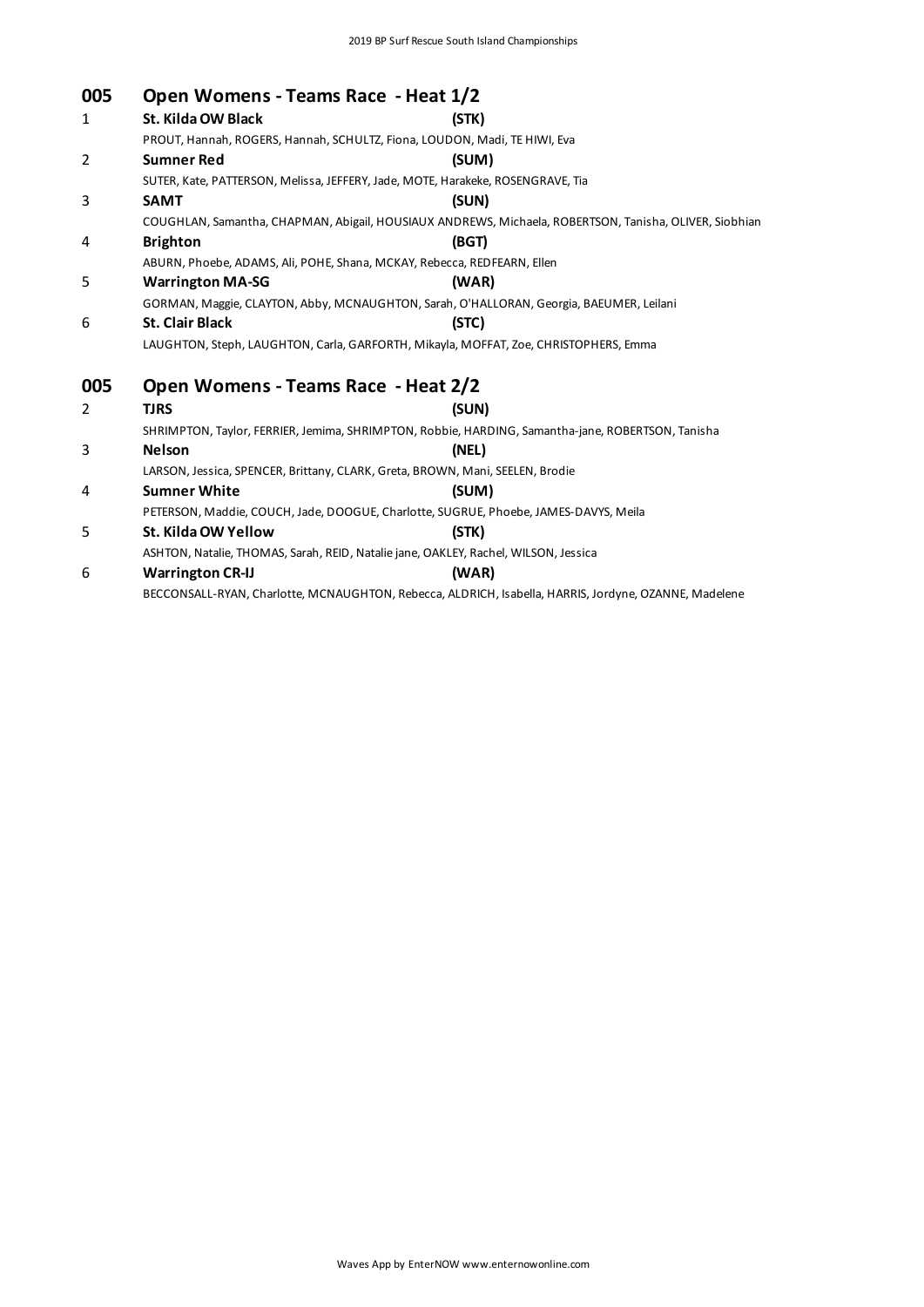## 005 Open Womens - Teams Race - Heat 1/2

1 **St. Kilda OW Black** **(STK)**
PROUT, Hannah, ROGERS, Hannah, SCHULTZ, Fiona, LOUDON, Madi, TE HIWI, Eva

2 **Sumner Red** **(SUM)**
SUTER, Kate, PATTERSON, Melissa, JEFFERY, Jade, MOTE, Harakeke, ROSENGRAVE, Tia

3 **SAMT** **(SUN)**
COUGHLAN, Samantha, CHAPMAN, Abigail, HOUSIAUX ANDREWS, Michaela, ROBERTSON, Tanisha, OLIVER, Siobhian

4 **Brighton** **(BGT)**
ABURN, Phoebe, ADAMS, Ali, POHE, Shana, MCKAY, Rebecca, REDFEARN, Ellen

5 **Warrington MA-SG** **(WAR)**
GORMAN, Maggie, CLAYTON, Abby, MCNAUGHTON, Sarah, O'HALLORAN, Georgia, BAEUMER, Leilani

6 **St. Clair Black** **(STC)**
LAUGHTON, Steph, LAUGHTON, Carla, GARFORTH, Mikayla, MOFFAT, Zoe, CHRISTOPHERS, Emma

## 005 Open Womens - Teams Race - Heat 2/2

2 **TJRS** **(SUN)**
SHRIMPTON, Taylor, FERRIER, Jemima, SHRIMPTON, Robbie, HARDING, Samantha-jane, ROBERTSON, Tanisha

3 **Nelson** **(NEL)**
LARSON, Jessica, SPENCER, Brittany, CLARK, Greta, BROWN, Mani, SEELEN, Brodie

4 **Sumner White** **(SUM)**
PETERSON, Maddie, COUCH, Jade, DOOGUE, Charlotte, SUGRUE, Phoebe, JAMES-DAVYS, Meila

5 **St. Kilda OW Yellow** **(STK)**
ASHTON, Natalie, THOMAS, Sarah, REID, Natalie jane, OAKLEY, Rachel, WILSON, Jessica

6 **Warrington CR-IJ** **(WAR)**
BECCONSALL-RYAN, Charlotte, MCNAUGHTON, Rebecca, ALDRICH, Isabella, HARRIS, Jordyne, OZANNE, Madelene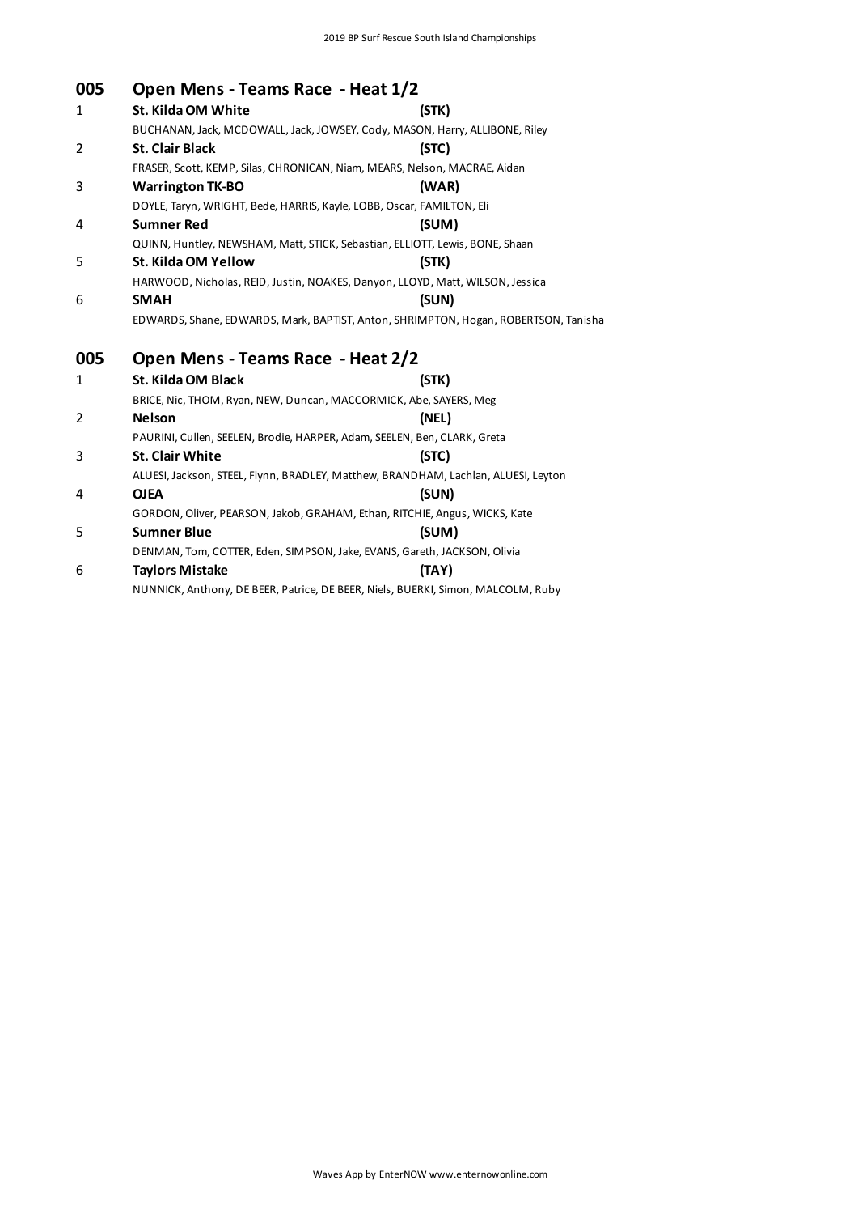## 005 Open Mens - Teams Race - Heat 1/2

1 **St. Kilda OM White** **(STK)**
BUCHANAN, Jack, MCDOWALL, Jack, JOWSEY, Cody, MASON, Harry, ALLIBONE, Riley

2 **St. Clair Black** **(STC)**
FRASER, Scott, KEMP, Silas, CHRONICAN, Niam, MEARS, Nelson, MACRAE, Aidan

3 **Warrington TK-BO** **(WAR)**
DOYLE, Taryn, WRIGHT, Bede, HARRIS, Kayle, LOBB, Oscar, FAMILTON, Eli

4 **Sumner Red** **(SUM)**
QUINN, Huntley, NEWSHAM, Matt, STICK, Sebastian, ELLIOTT, Lewis, BONE, Shaan

5 **St. Kilda OM Yellow** **(STK)**
HARWOOD, Nicholas, REID, Justin, NOAKES, Danyon, LLOYD, Matt, WILSON, Jessica

6 **SMAH** **(SUN)**
EDWARDS, Shane, EDWARDS, Mark, BAPTIST, Anton, SHRIMPTON, Hogan, ROBERTSON, Tanisha

## 005 Open Mens - Teams Race - Heat 2/2

1 **St. Kilda OM Black** **(STK)**
BRICE, Nic, THOM, Ryan, NEW, Duncan, MACCORMICK, Abe, SAYERS, Meg

2 **Nelson** **(NEL)**
PAURINI, Cullen, SEELEN, Brodie, HARPER, Adam, SEELEN, Ben, CLARK, Greta

3 **St. Clair White** **(STC)**
ALUESI, Jackson, STEEL, Flynn, BRADLEY, Matthew, BRANDHAM, Lachlan, ALUESI, Leyton

4 **OJEA** **(SUN)**
GORDON, Oliver, PEARSON, Jakob, GRAHAM, Ethan, RITCHIE, Angus, WICKS, Kate

5 **Sumner Blue** **(SUM)**
DENMAN, Tom, COTTER, Eden, SIMPSON, Jake, EVANS, Gareth, JACKSON, Olivia

6 **Taylors Mistake** **(TAY)**
NUNNICK, Anthony, DE BEER, Patrice, DE BEER, Niels, BUERKI, Simon, MALCOLM, Ruby